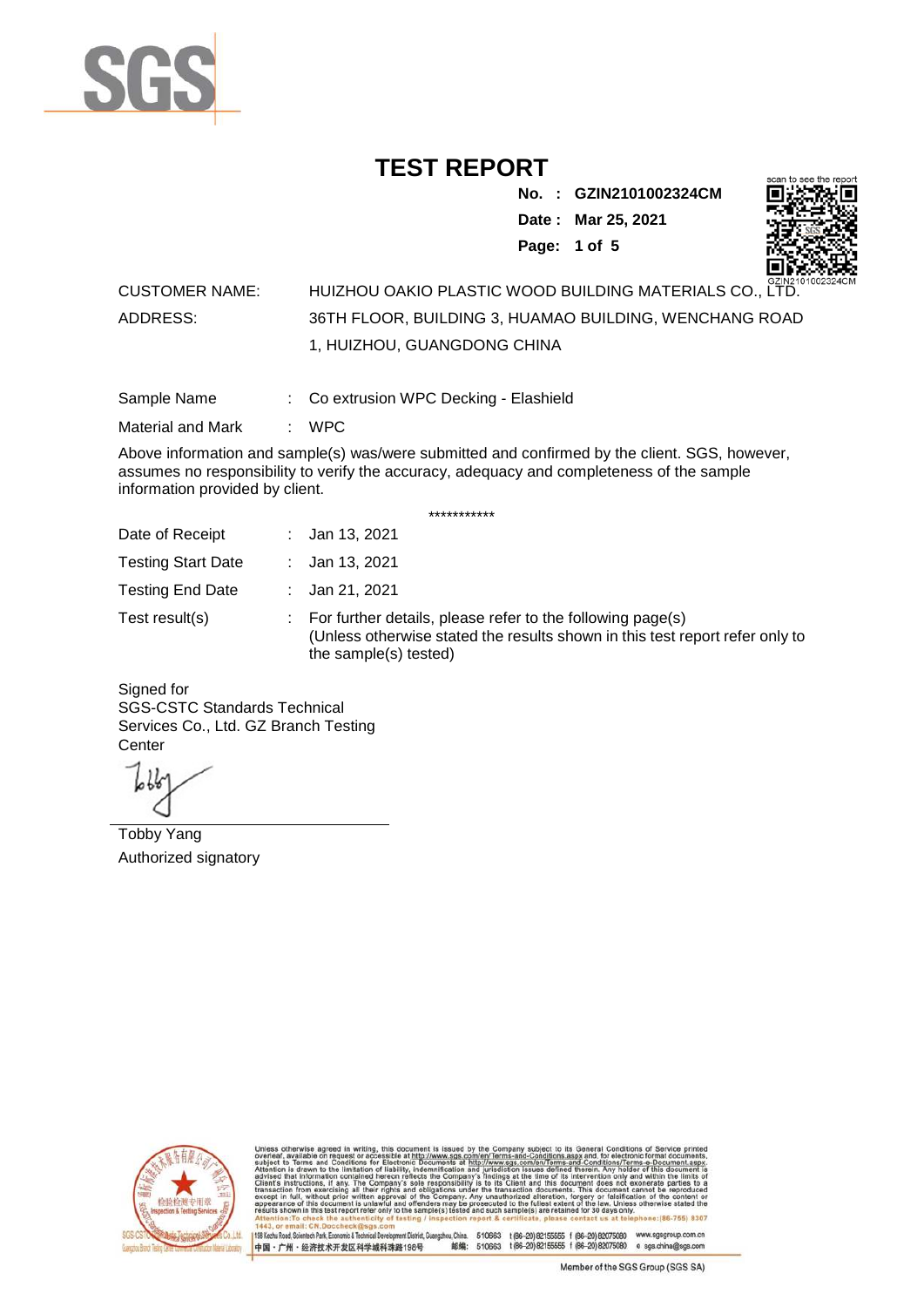# TEST REPORT

**No. : GZIN2101002324CM**
**Date : Mar 25, 2021**

CUSTOMER NAME: HUIZHOU OAKIO PLASTIC WOOD BUILDING MATERIALS CO., LTD.

ADDRESS: 36TH FLOOR, BUILDING 3, HUAMAO BUILDING, WENCHANG ROAD 1, HUIZHOU, GUANGDONG CHINA

Sample Name : Co extrusion WPC Decking - Elashield

Material and Mark : WPC

Above information and sample(s) was/were submitted and confirmed by the client. SGS, however, assumes no responsibility to verify the accuracy, adequacy and completeness of the sample information provided by client.

***********

Date of Receipt : Jan 13, 2021

Testing Start Date : Jan 13, 2021

Testing End Date : Jan 21, 2021

Test result(s) : For further details, please refer to the following page(s)
(Unless otherwise stated the results shown in this test report refer only to the sample(s) tested)

Signed for
SGS-CSTC Standards Technical Services Co., Ltd. GZ Branch Testing Center

Tobby Yang
Authorized signatory

Unless otherwise agreed in writing, this document is issued by the Company subject to its General Conditions of Service printed overleaf, available on request or accessible at http://www.sgs.com/en/Terms-and-Conditions.aspx and, for electronic format documents, subject to Terms and Conditions for Electronic Documents at http://www.sgs.com/en/Terms-and-Conditions/Terms-e-Document.aspx. Attention is drawn to the limitation of liability, indemnification and jurisdiction issues defined therein. Any holder of this document is advised that information contained hereon reflects the Company's findings at the time of its intervention only and within the limits of Client's instructions, if any. The Company's sole responsibility is to its Client and this document does not exonerate parties to a transaction from exercising all their rights and obligations under the transaction documents. This document cannot be reproduced except in full, without prior written approval of the Company. Any unauthorized alteration, forgery or falsification of the content or appearance of this document is unlawful and offenders may be prosecuted to the fullest extent of the law. Unless otherwise stated the results shown in this test report refer only to the sample(s) tested and such sample(s) are retained for 30 days only.
Attention: To check the authenticity of testing / inspection report & certificate, please contact us at telephone: (86-755) 8307 1443, or email: CN.Doccheck@sgs.com

198 Kezhu Road, Scientech Park, Economic & Technical Development District, Guangzhou, China. 510663 t (86-20) 82155555 f (86-20) 82075080 www.sgsgroup.com.cn
中国・广州・经济技术开发区科学城科珠路198号 邮编: 510663 t (86-20) 82155555 f (86-20) 82075080 e sgs.china@sgs.com

Member of the SGS Group (SGS SA)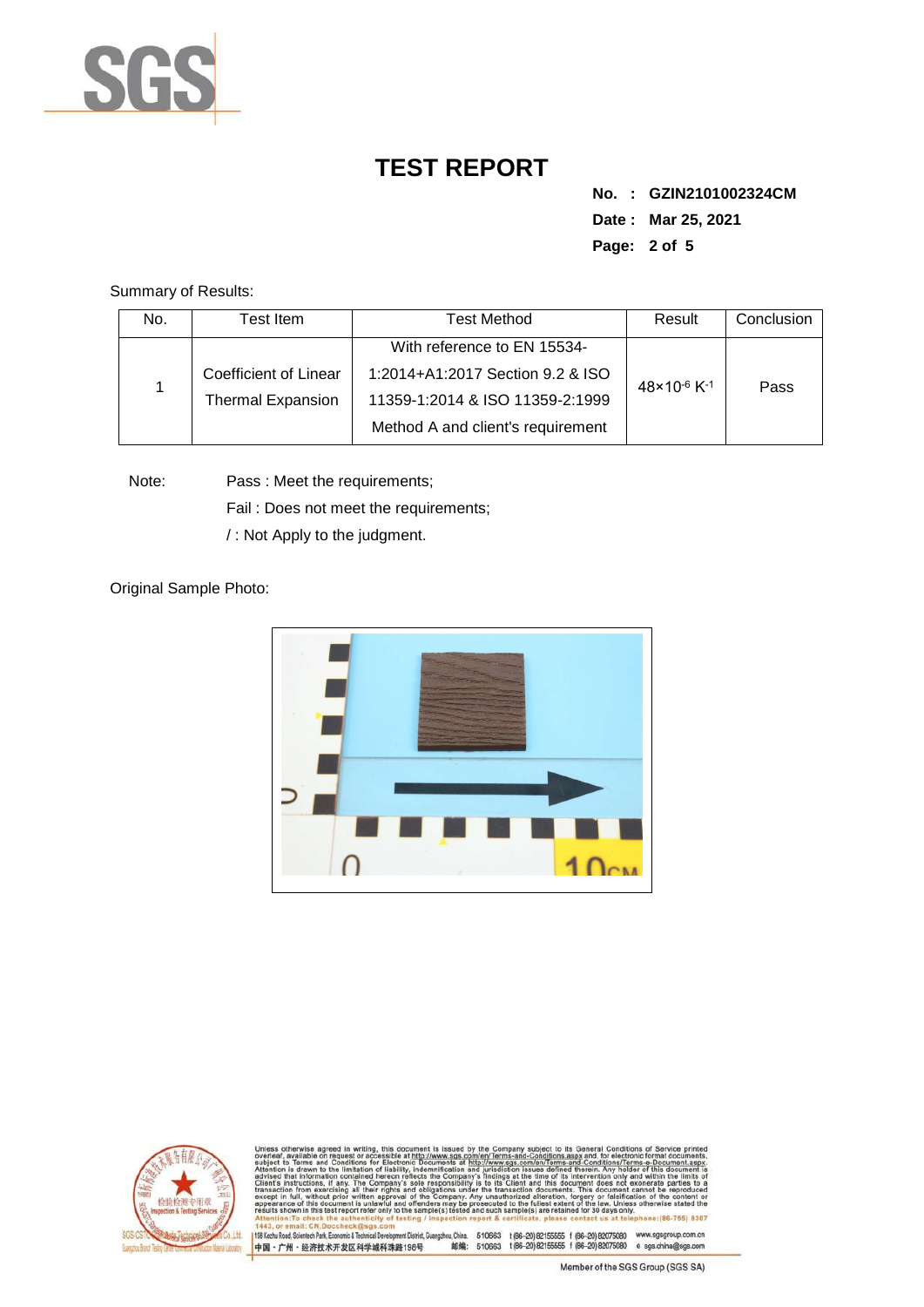# TEST REPORT

**No. : GZIN2101002324CM**

**Date : Mar 25, 2021**

Summary of Results:

| No. | Test Item | Test Method | Result | Conclusion |
|---|---|---|---|---|
| 1 | Coefficient of Linear Thermal Expansion | With reference to EN 15534-1:2014+A1:2017 Section 9.2 & ISO 11359-1:2014 & ISO 11359-2:1999 Method A and client's requirement | $48\times10^{-6}$ $K^{-1}$ | Pass |

Note: Pass : Meet the requirements;

Fail : Does not meet the requirements;

/ : Not Apply to the judgment.

Original Sample Photo: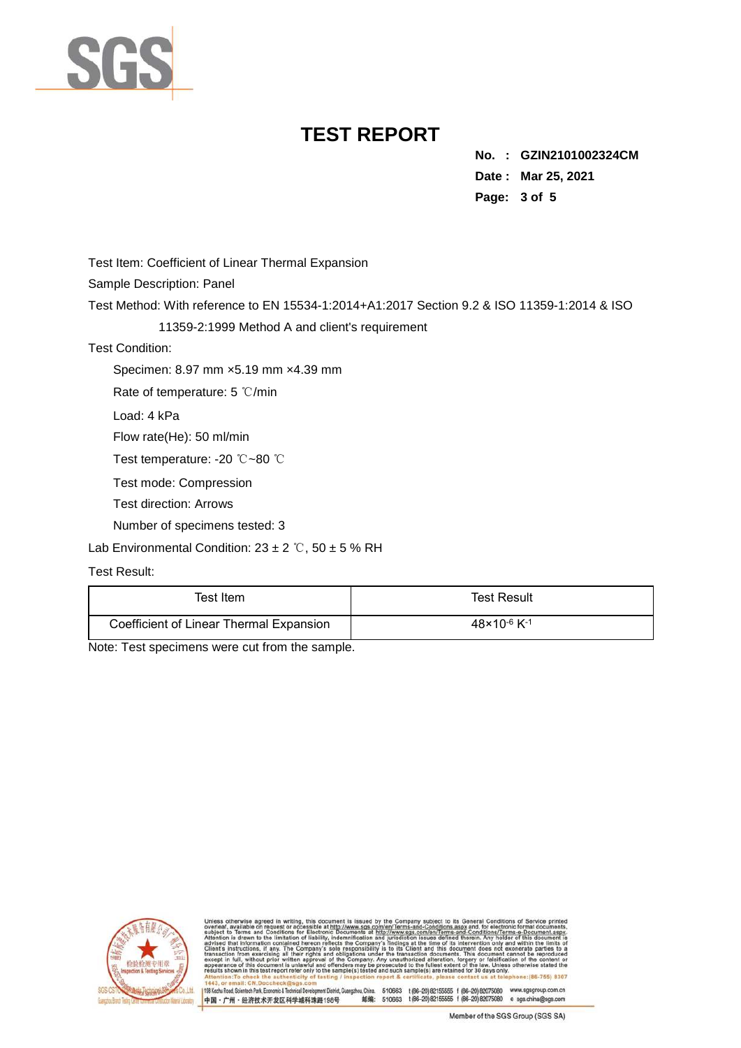# TEST REPORT

**No. : GZIN2101002324CM**
**Date : Mar 25, 2021**

Test Item: Coefficient of Linear Thermal Expansion

Sample Description: Panel

Test Method: With reference to EN 15534-1:2014+A1:2017 Section 9.2 & ISO 11359-1:2014 & ISO 11359-2:1999 Method A and client's requirement

Test Condition:

- Specimen: 8.97 mm ×5.19 mm ×4.39 mm
- Rate of temperature: 5 ℃/min
- Load: 4 kPa
- Flow rate(He): 50 ml/min
- Test temperature: -20 ℃~80 ℃
- Test mode: Compression
- Test direction: Arrows
- Number of specimens tested: 3

Lab Environmental Condition: 23 ± 2 ℃, 50 ± 5 % RH

Test Result:

| Test Item | Test Result |
|---|---|
| Coefficient of Linear Thermal Expansion | $48\times10^{-6}$ $K^{-1}$ |

Note: Test specimens were cut from the sample.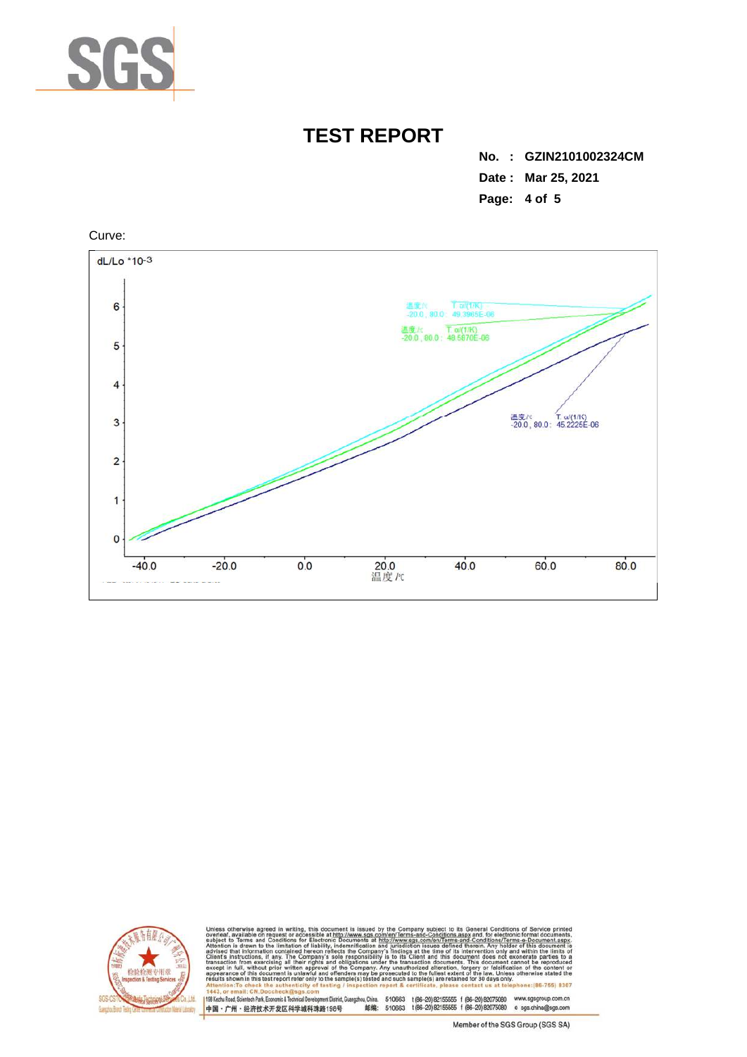# TEST REPORT

No. : GZIN2101002324CM

Date : Mar 25, 2021

Curve:

dL/Lo *$10^{-3}$

温度/℃ T. α/(1/K)
-20.0 , 80.0 : 49.3965E-06

温度/℃ T. α/(1/K)
-20.0 , 80.0 : 48.5870E-06

温度/℃ T. α/(1/K)
-20.0 , 80.0 : 45.2225E-06

温度/℃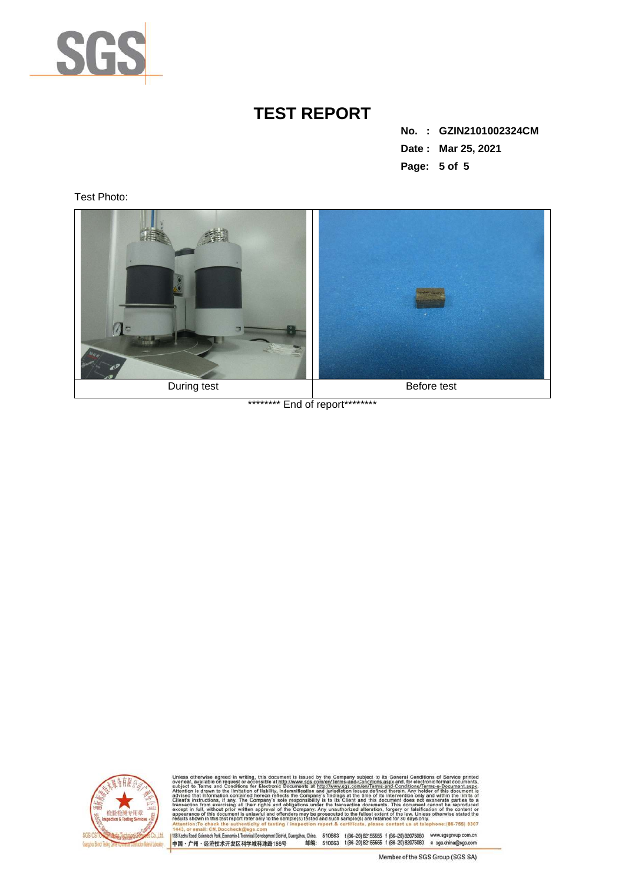# TEST REPORT

**No. : GZIN2101002324CM**

**Date : Mar 25, 2021**

Test Photo:

| | |
|---|---|
| During test | Before test |

******** End of report********